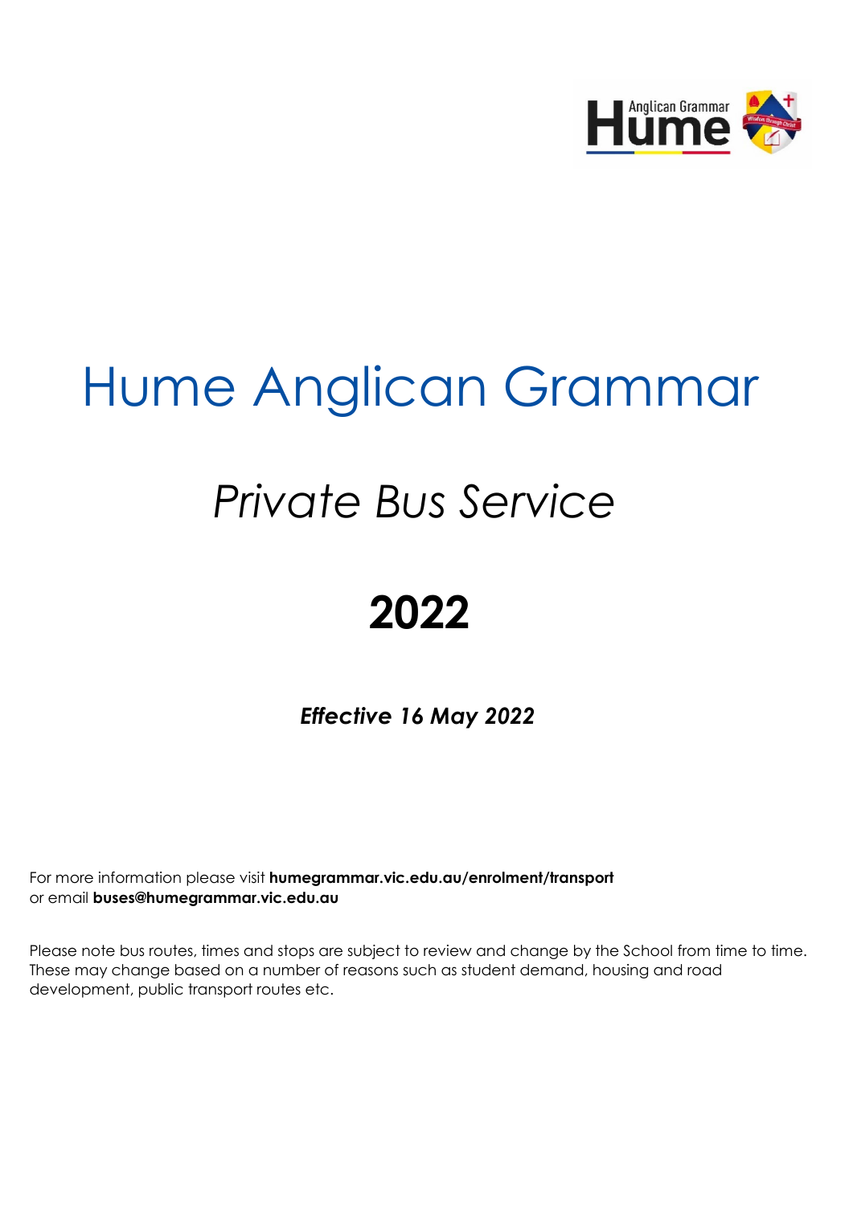# Hume Anglican Grammar

## *Private Bus Service*

# 2022

***Effective 16 May 2022***

For more information please visit **humegrammar.vic.edu.au/enrolment/transport**
or email **buses@humegrammar.vic.edu.au**

Please note bus routes, times and stops are subject to review and change by the School from time to time. These may change based on a number of reasons such as student demand, housing and road development, public transport routes etc.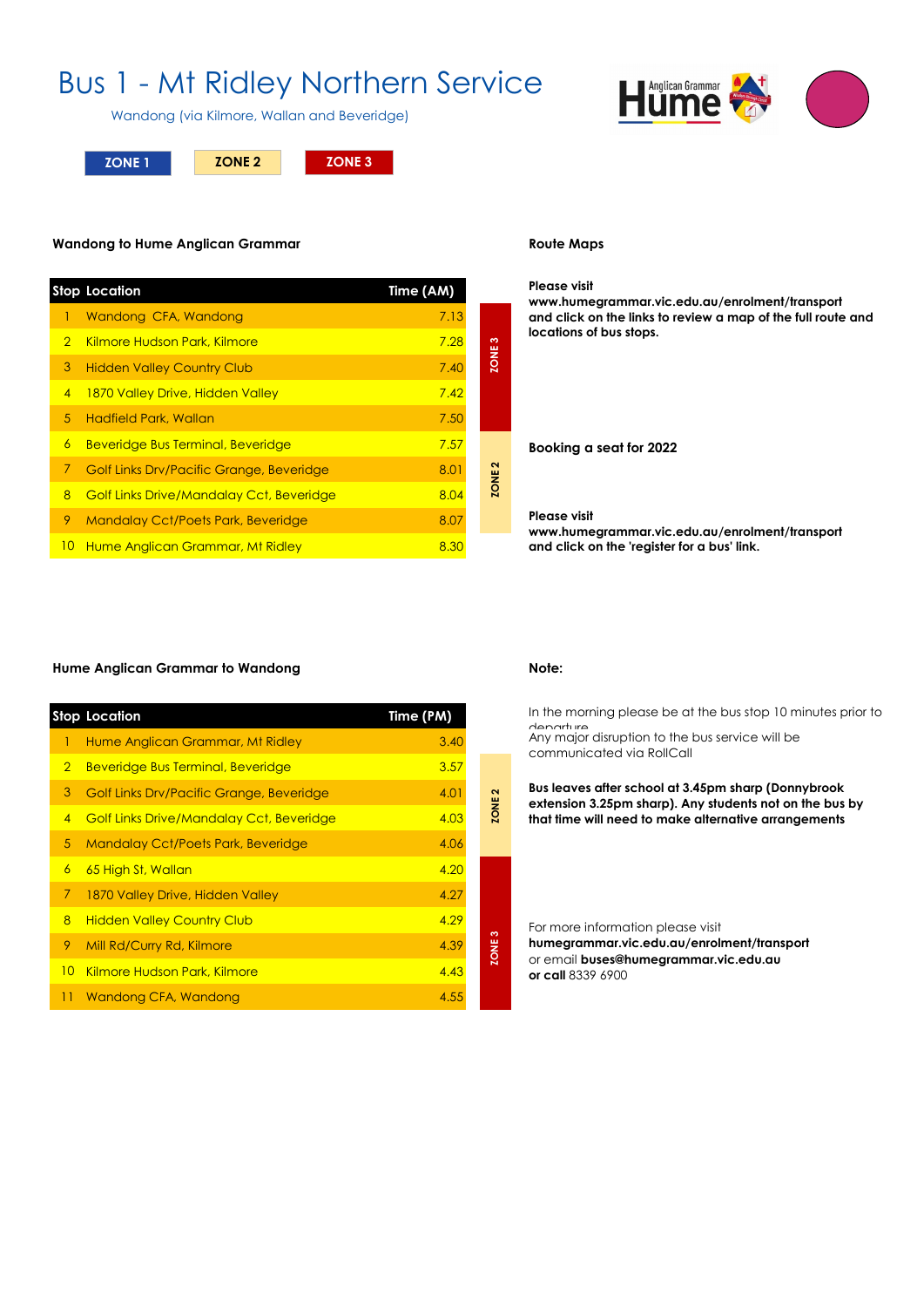# Bus 1 - Mt Ridley Northern Service

Wandong (via Kilmore, Wallan and Beveridge)

ZONE 1 | ZONE 2 | ZONE 3

### Wandong to Hume Anglican Grammar

| Stop | Location | Time (AM) | Zone |
|---|---|---|---|
| 1 | Wandong CFA, Wandong | 7.13 | ZONE 3 |
| 2 | Kilmore Hudson Park, Kilmore | 7.28 | ZONE 3 |
| 3 | Hidden Valley Country Club | 7.40 | ZONE 3 |
| 4 | 1870 Valley Drive, Hidden Valley | 7.42 | ZONE 3 |
| 5 | Hadfield Park, Wallan | 7.50 | ZONE 3 |
| 6 | Beveridge Bus Terminal, Beveridge | 7.57 | ZONE 2 |
| 7 | Golf Links Drv/Pacific Grange, Beveridge | 8.01 | ZONE 2 |
| 8 | Golf Links Drive/Mandalay Cct, Beveridge | 8.04 | ZONE 2 |
| 9 | Mandalay Cct/Poets Park, Beveridge | 8.07 | ZONE 2 |
| 10 | Hume Anglican Grammar, Mt Ridley | 8.30 | ZONE 2 |

### Route Maps

**Please visit**
**www.humegrammar.vic.edu.au/enrolment/transport**
**and click on the links to review a map of the full route and locations of bus stops.**

### Booking a seat for 2022

**Please visit**
**www.humegrammar.vic.edu.au/enrolment/transport**
**and click on the 'register for a bus' link.**

### Hume Anglican Grammar to Wandong

| Stop | Location | Time (PM) | Zone |
|---|---|---|---|
| 1 | Hume Anglican Grammar, Mt Ridley | 3.40 | ZONE 2 |
| 2 | Beveridge Bus Terminal, Beveridge | 3.57 | ZONE 2 |
| 3 | Golf Links Drv/Pacific Grange, Beveridge | 4.01 | ZONE 2 |
| 4 | Golf Links Drive/Mandalay Cct, Beveridge | 4.03 | ZONE 2 |
| 5 | Mandalay Cct/Poets Park, Beveridge | 4.06 | ZONE 2 |
| 6 | 65 High St, Wallan | 4.20 | ZONE 3 |
| 7 | 1870 Valley Drive, Hidden Valley | 4.27 | ZONE 3 |
| 8 | Hidden Valley Country Club | 4.29 | ZONE 3 |
| 9 | Mill Rd/Curry Rd, Kilmore | 4.39 | ZONE 3 |
| 10 | Kilmore Hudson Park, Kilmore | 4.43 | ZONE 3 |
| 11 | Wandong CFA, Wandong | 4.55 | ZONE 3 |

### Note:

In the morning please be at the bus stop 10 minutes prior to departure

Any major disruption to the bus service will be communicated via RollCall

**Bus leaves after school at 3.45pm sharp (Donnybrook extension 3.25pm sharp). Any students not on the bus by that time will need to make alternative arrangements**

For more information please visit
**humegrammar.vic.edu.au/enrolment/transport**
or email **buses@humegrammar.vic.edu.au**
**or call** 8339 6900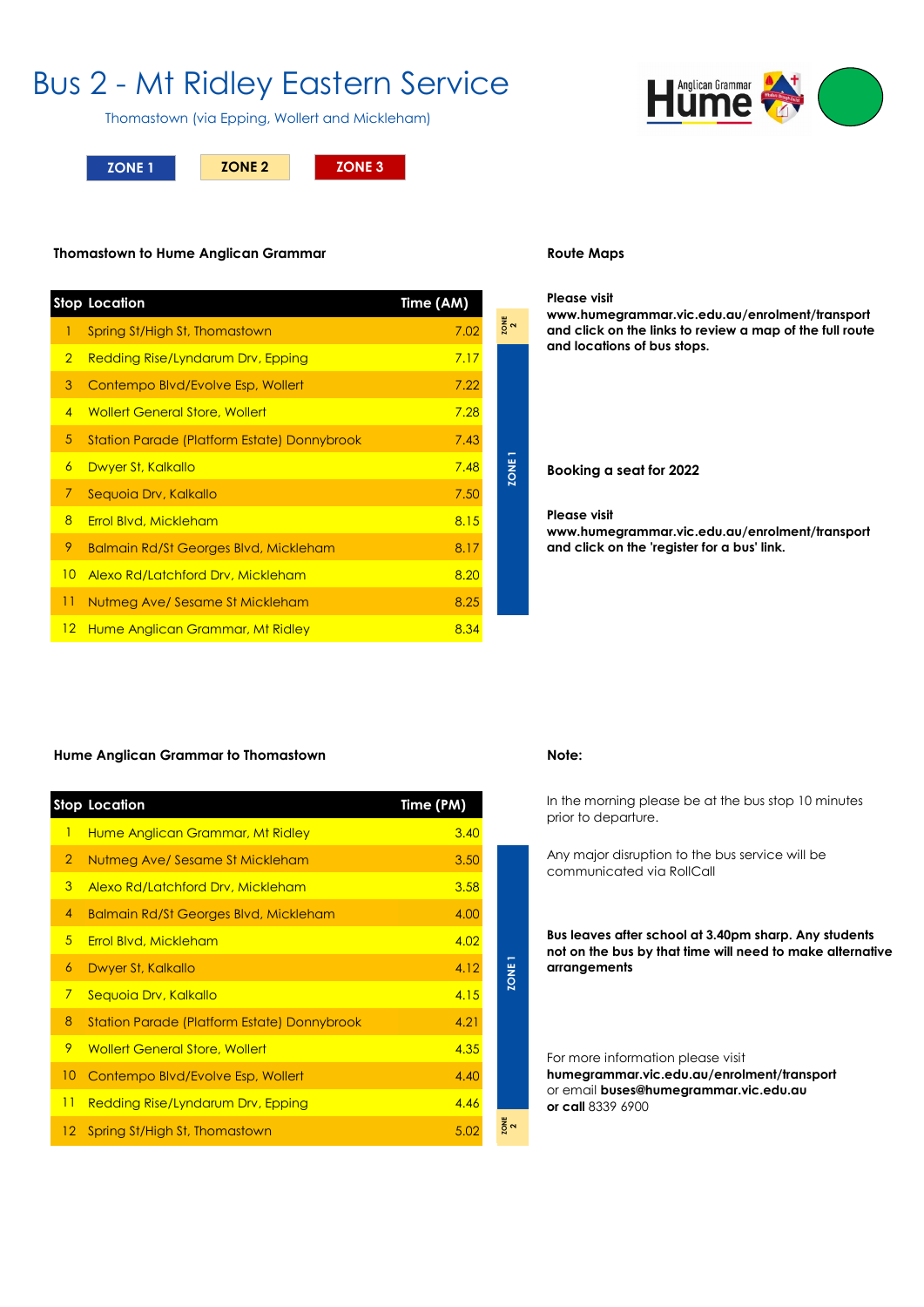# Bus 2 - Mt Ridley Eastern Service

Thomastown (via Epping, Wollert and Mickleham)

ZONE 1 | ZONE 2 | ZONE 3

## Thomastown to Hume Anglican Grammar

| Stop | Location | Time (AM) |
|---|---|---|
| 1 | Spring St/High St, Thomastown | 7.02 |
| 2 | Redding Rise/Lyndarum Drv, Epping | 7.17 |
| 3 | Contempo Blvd/Evolve Esp, Wollert | 7.22 |
| 4 | Wollert General Store, Wollert | 7.28 |
| 5 | Station Parade (Platform Estate) Donnybrook | 7.43 |
| 6 | Dwyer St, Kalkallo | 7.48 |
| 7 | Sequoia Drv, Kalkallo | 7.50 |
| 8 | Errol Blvd, Mickleham | 8.15 |
| 9 | Balmain Rd/St Georges Blvd, Mickleham | 8.17 |
| 10 | Alexo Rd/Latchford Drv, Mickleham | 8.20 |
| 11 | Nutmeg Ave/ Sesame St Mickleham | 8.25 |
| 12 | Hume Anglican Grammar, Mt Ridley | 8.34 |

ZONE 2 (stop 1); ZONE 1 (stops 2–12)

## Route Maps

**Please visit www.humegrammar.vic.edu.au/enrolment/transport and click on the links to review a map of the full route and locations of bus stops.**

## Booking a seat for 2022

**Please visit www.humegrammar.vic.edu.au/enrolment/transport and click on the 'register for a bus' link.**

## Hume Anglican Grammar to Thomastown

| Stop | Location | Time (PM) |
|---|---|---|
| 1 | Hume Anglican Grammar, Mt Ridley | 3.40 |
| 2 | Nutmeg Ave/ Sesame St Mickleham | 3.50 |
| 3 | Alexo Rd/Latchford Drv, Mickleham | 3.58 |
| 4 | Balmain Rd/St Georges Blvd, Mickleham | 4.00 |
| 5 | Errol Blvd, Mickleham | 4.02 |
| 6 | Dwyer St, Kalkallo | 4.12 |
| 7 | Sequoia Drv, Kalkallo | 4.15 |
| 8 | Station Parade (Platform Estate) Donnybrook | 4.21 |
| 9 | Wollert General Store, Wollert | 4.35 |
| 10 | Contempo Blvd/Evolve Esp, Wollert | 4.40 |
| 11 | Redding Rise/Lyndarum Drv, Epping | 4.46 |
| 12 | Spring St/High St, Thomastown | 5.02 |

ZONE 1 (stops 2–11); ZONE 2 (stop 12)

## Note:

In the morning please be at the bus stop 10 minutes prior to departure.

Any major disruption to the bus service will be communicated via RollCall

**Bus leaves after school at 3.40pm sharp. Any students not on the bus by that time will need to make alternative arrangements**

For more information please visit **humegrammar.vic.edu.au/enrolment/transport** or email **buses@humegrammar.vic.edu.au** **or call** 8339 6900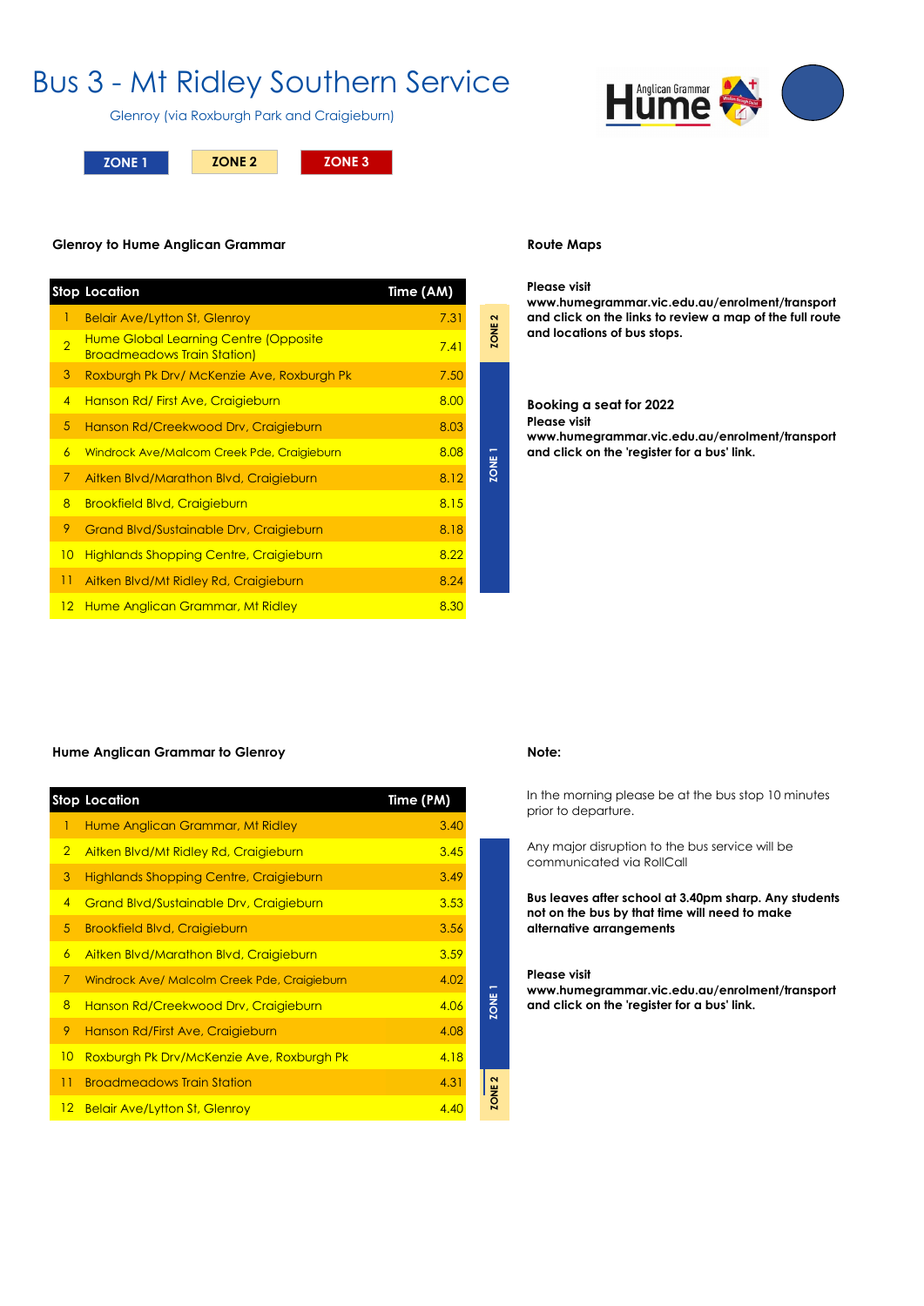# Bus 3 - Mt Ridley Southern Service

Glenroy (via Roxburgh Park and Craigieburn)

ZONE 1 | ZONE 2 | ZONE 3

### Glenroy to Hume Anglican Grammar

| Stop | Location | Time (AM) | Zone |
|---|---|---|---|
| 1 | Belair Ave/Lytton St, Glenroy | 7.31 | ZONE 2 |
| 2 | Hume Global Learning Centre (Opposite Broadmeadows Train Station) | 7.41 | ZONE 2 |
| 3 | Roxburgh Pk Drv/ McKenzie Ave, Roxburgh Pk | 7.50 | ZONE 1 |
| 4 | Hanson Rd/ First Ave, Craigieburn | 8.00 | ZONE 1 |
| 5 | Hanson Rd/Creekwood Drv, Craigieburn | 8.03 | ZONE 1 |
| 6 | Windrock Ave/Malcom Creek Pde, Craigieburn | 8.08 | ZONE 1 |
| 7 | Aitken Blvd/Marathon Blvd, Craigieburn | 8.12 | ZONE 1 |
| 8 | Brookfield Blvd, Craigieburn | 8.15 | ZONE 1 |
| 9 | Grand Blvd/Sustainable Drv, Craigieburn | 8.18 | ZONE 1 |
| 10 | Highlands Shopping Centre, Craigieburn | 8.22 | ZONE 1 |
| 11 | Aitken Blvd/Mt Ridley Rd, Craigieburn | 8.24 | ZONE 1 |
| 12 | Hume Anglican Grammar, Mt Ridley | 8.30 | |

### Route Maps

**Please visit www.humegrammar.vic.edu.au/enrolment/transport and click on the links to review a map of the full route and locations of bus stops.**

**Booking a seat for 2022**
**Please visit www.humegrammar.vic.edu.au/enrolment/transport and click on the 'register for a bus' link.**

### Hume Anglican Grammar to Glenroy

| Stop | Location | Time (PM) | Zone |
|---|---|---|---|
| 1 | Hume Anglican Grammar, Mt Ridley | 3.40 | |
| 2 | Aitken Blvd/Mt Ridley Rd, Craigieburn | 3.45 | ZONE 1 |
| 3 | Highlands Shopping Centre, Craigieburn | 3.49 | ZONE 1 |
| 4 | Grand Blvd/Sustainable Drv, Craigieburn | 3.53 | ZONE 1 |
| 5 | Brookfield Blvd, Craigieburn | 3.56 | ZONE 1 |
| 6 | Aitken Blvd/Marathon Blvd, Craigieburn | 3.59 | ZONE 1 |
| 7 | Windrock Ave/ Malcolm Creek Pde, Craigieburn | 4.02 | ZONE 1 |
| 8 | Hanson Rd/Creekwood Drv, Craigieburn | 4.06 | ZONE 1 |
| 9 | Hanson Rd/First Ave, Craigieburn | 4.08 | ZONE 1 |
| 10 | Roxburgh Pk Drv/McKenzie Ave, Roxburgh Pk | 4.18 | ZONE 1 |
| 11 | Broadmeadows Train Station | 4.31 | ZONE 2 |
| 12 | Belair Ave/Lytton St, Glenroy | 4.40 | ZONE 2 |

### Note:

In the morning please be at the bus stop 10 minutes prior to departure.

Any major disruption to the bus service will be communicated via RollCall

**Bus leaves after school at 3.40pm sharp. Any students not on the bus by that time will need to make alternative arrangements**

**Please visit www.humegrammar.vic.edu.au/enrolment/transport and click on the 'register for a bus' link.**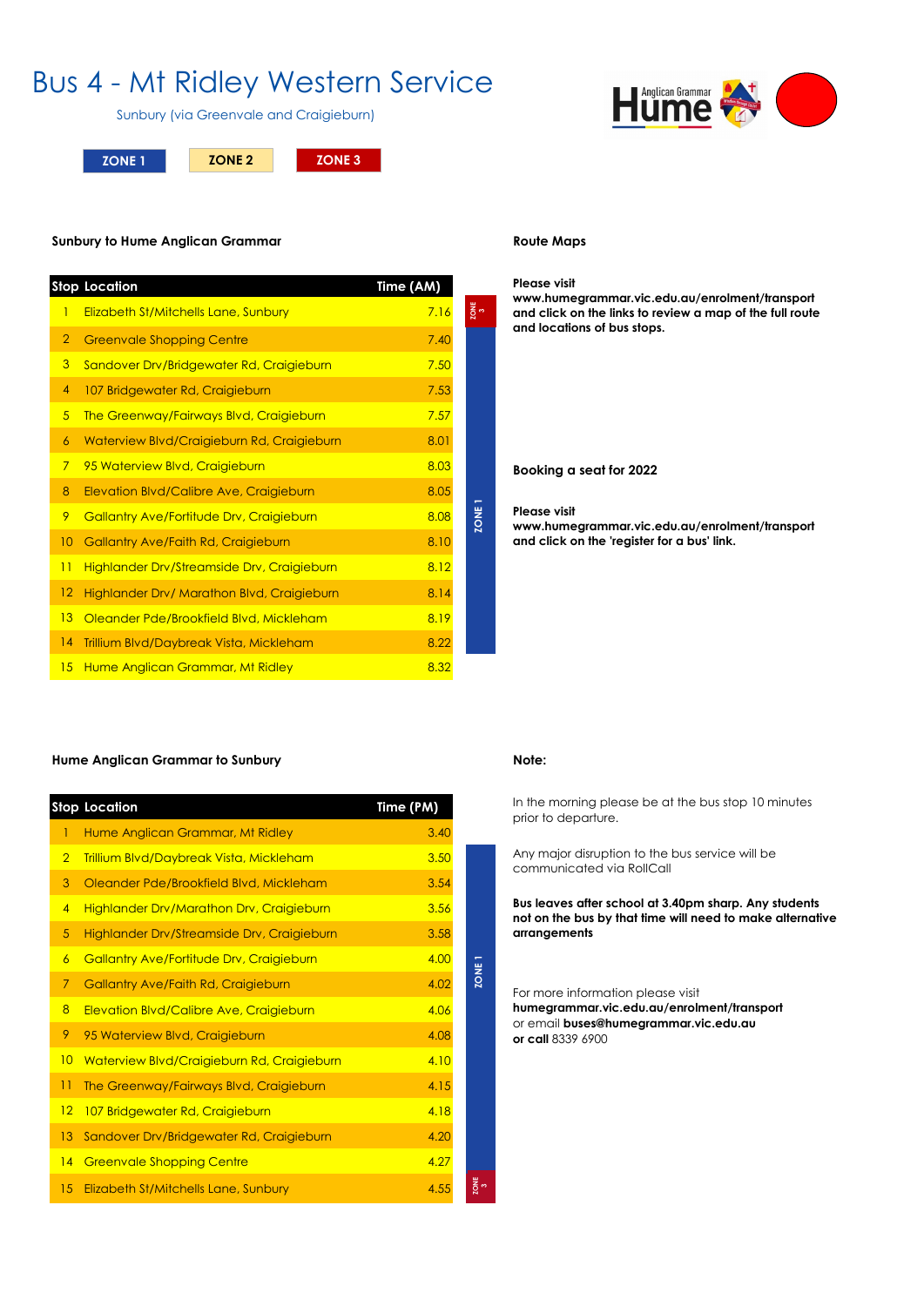# Bus 4 - Mt Ridley Western Service

Sunbury (via Greenvale and Craigieburn)

ZONE 1 | ZONE 2 | ZONE 3

## Sunbury to Hume Anglican Grammar

| Stop | Location | Time (AM) | Zone |
|---|---|---|---|
| 1 | Elizabeth St/Mitchells Lane, Sunbury | 7.16 | ZONE 3 |
| 2 | Greenvale Shopping Centre | 7.40 | ZONE 1 |
| 3 | Sandover Drv/Bridgewater Rd, Craigieburn | 7.50 | ZONE 1 |
| 4 | 107 Bridgewater Rd, Craigieburn | 7.53 | ZONE 1 |
| 5 | The Greenway/Fairways Blvd, Craigieburn | 7.57 | ZONE 1 |
| 6 | Waterview Blvd/Craigieburn Rd, Craigieburn | 8.01 | ZONE 1 |
| 7 | 95 Waterview Blvd, Craigieburn | 8.03 | ZONE 1 |
| 8 | Elevation Blvd/Calibre Ave, Craigieburn | 8.05 | ZONE 1 |
| 9 | Gallantry Ave/Fortitude Drv, Craigieburn | 8.08 | ZONE 1 |
| 10 | Gallantry Ave/Faith Rd, Craigieburn | 8.10 | ZONE 1 |
| 11 | Highlander Drv/Streamside Drv, Craigieburn | 8.12 | ZONE 1 |
| 12 | Highlander Drv/ Marathon Blvd, Craigieburn | 8.14 | ZONE 1 |
| 13 | Oleander Pde/Brookfield Blvd, Mickleham | 8.19 | ZONE 1 |
| 14 | Trillium Blvd/Daybreak Vista, Mickleham | 8.22 | ZONE 1 |
| 15 | Hume Anglican Grammar, Mt Ridley | 8.32 | |

## Route Maps

**Please visit www.humegrammar.vic.edu.au/enrolment/transport and click on the links to review a map of the full route and locations of bus stops.**

## Booking a seat for 2022

**Please visit www.humegrammar.vic.edu.au/enrolment/transport and click on the 'register for a bus' link.**

## Hume Anglican Grammar to Sunbury

| Stop | Location | Time (PM) | Zone |
|---|---|---|---|
| 1 | Hume Anglican Grammar, Mt Ridley | 3.40 | |
| 2 | Trillium Blvd/Daybreak Vista, Mickleham | 3.50 | ZONE 1 |
| 3 | Oleander Pde/Brookfield Blvd, Mickleham | 3.54 | ZONE 1 |
| 4 | Highlander Drv/Marathon Drv, Craigieburn | 3.56 | ZONE 1 |
| 5 | Highlander Drv/Streamside Drv, Craigieburn | 3.58 | ZONE 1 |
| 6 | Gallantry Ave/Fortitude Drv, Craigieburn | 4.00 | ZONE 1 |
| 7 | Gallantry Ave/Faith Rd, Craigieburn | 4.02 | ZONE 1 |
| 8 | Elevation Blvd/Calibre Ave, Craigieburn | 4.06 | ZONE 1 |
| 9 | 95 Waterview Blvd, Craigieburn | 4.08 | ZONE 1 |
| 10 | Waterview Blvd/Craigieburn Rd, Craigieburn | 4.10 | ZONE 1 |
| 11 | The Greenway/Fairways Blvd, Craigieburn | 4.15 | ZONE 1 |
| 12 | 107 Bridgewater Rd, Craigieburn | 4.18 | ZONE 1 |
| 13 | Sandover Drv/Bridgewater Rd, Craigieburn | 4.20 | ZONE 1 |
| 14 | Greenvale Shopping Centre | 4.27 | ZONE 1 |
| 15 | Elizabeth St/Mitchells Lane, Sunbury | 4.55 | ZONE 3 |

## Note:

In the morning please be at the bus stop 10 minutes prior to departure.

Any major disruption to the bus service will be communicated via RollCall

**Bus leaves after school at 3.40pm sharp. Any students not on the bus by that time will need to make alternative arrangements**

For more information please visit **humegrammar.vic.edu.au/enrolment/transport** or email **buses@humegrammar.vic.edu.au** **or call** 8339 6900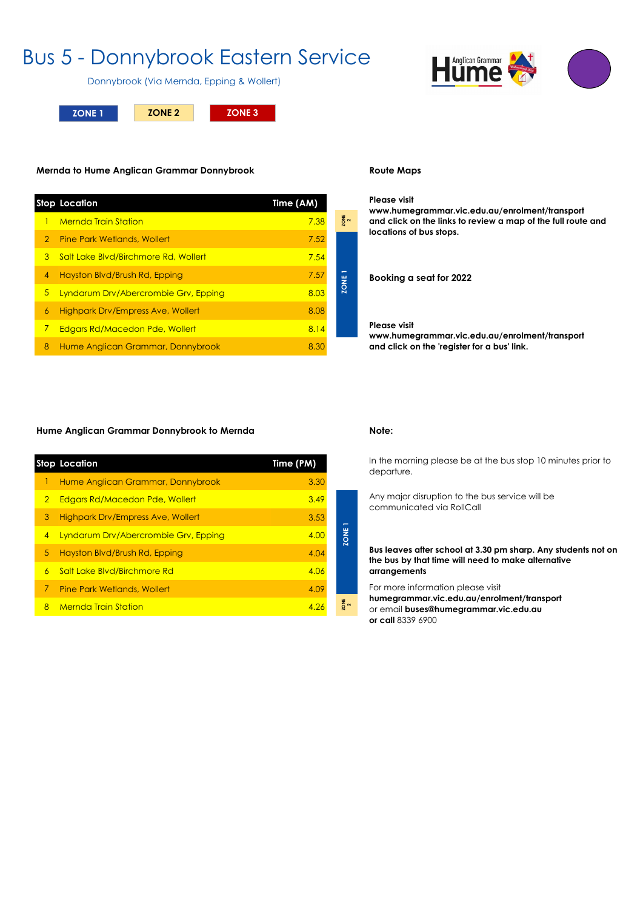# Bus 5 - Donnybrook Eastern Service

Donnybrook (Via Mernda, Epping & Wollert)

ZONE 1 | ZONE 2 | ZONE 3

## Mernda to Hume Anglican Grammar Donnybrook

| Stop | Location | Time (AM) | Zone |
|---|---|---|---|
| 1 | Mernda Train Station | 7.38 | ZONE 2 |
| 2 | Pine Park Wetlands, Wollert | 7.52 | ZONE 1 |
| 3 | Salt Lake Blvd/Birchmore Rd, Wollert | 7.54 | ZONE 1 |
| 4 | Hayston Blvd/Brush Rd, Epping | 7.57 | ZONE 1 |
| 5 | Lyndarum Drv/Abercrombie Grv, Epping | 8.03 | ZONE 1 |
| 6 | Highpark Drv/Empress Ave, Wollert | 8.08 | ZONE 1 |
| 7 | Edgars Rd/Macedon Pde, Wollert | 8.14 | ZONE 1 |
| 8 | Hume Anglican Grammar, Donnybrook | 8.30 | |

## Route Maps

**Please visit**
**www.humegrammar.vic.edu.au/enrolment/transport**
**and click on the links to review a map of the full route and locations of bus stops.**

## Booking a seat for 2022

**Please visit**
**www.humegrammar.vic.edu.au/enrolment/transport**
**and click on the 'register for a bus' link.**

## Hume Anglican Grammar Donnybrook to Mernda

| Stop | Location | Time (PM) | Zone |
|---|---|---|---|
| 1 | Hume Anglican Grammar, Donnybrook | 3.30 | |
| 2 | Edgars Rd/Macedon Pde, Wollert | 3.49 | ZONE 1 |
| 3 | Highpark Drv/Empress Ave, Wollert | 3.53 | ZONE 1 |
| 4 | Lyndarum Drv/Abercrombie Grv, Epping | 4.00 | ZONE 1 |
| 5 | Hayston Blvd/Brush Rd, Epping | 4.04 | ZONE 1 |
| 6 | Salt Lake Blvd/Birchmore Rd | 4.06 | ZONE 1 |
| 7 | Pine Park Wetlands, Wollert | 4.09 | ZONE 1 |
| 8 | Mernda Train Station | 4.26 | ZONE 2 |

## Note:

In the morning please be at the bus stop 10 minutes prior to departure.

Any major disruption to the bus service will be communicated via RollCall

**Bus leaves after school at 3.30 pm sharp. Any students not on the bus by that time will need to make alternative arrangements**

For more information please visit
**humegrammar.vic.edu.au/enrolment/transport**
or email **buses@humegrammar.vic.edu.au**
**or call** 8339 6900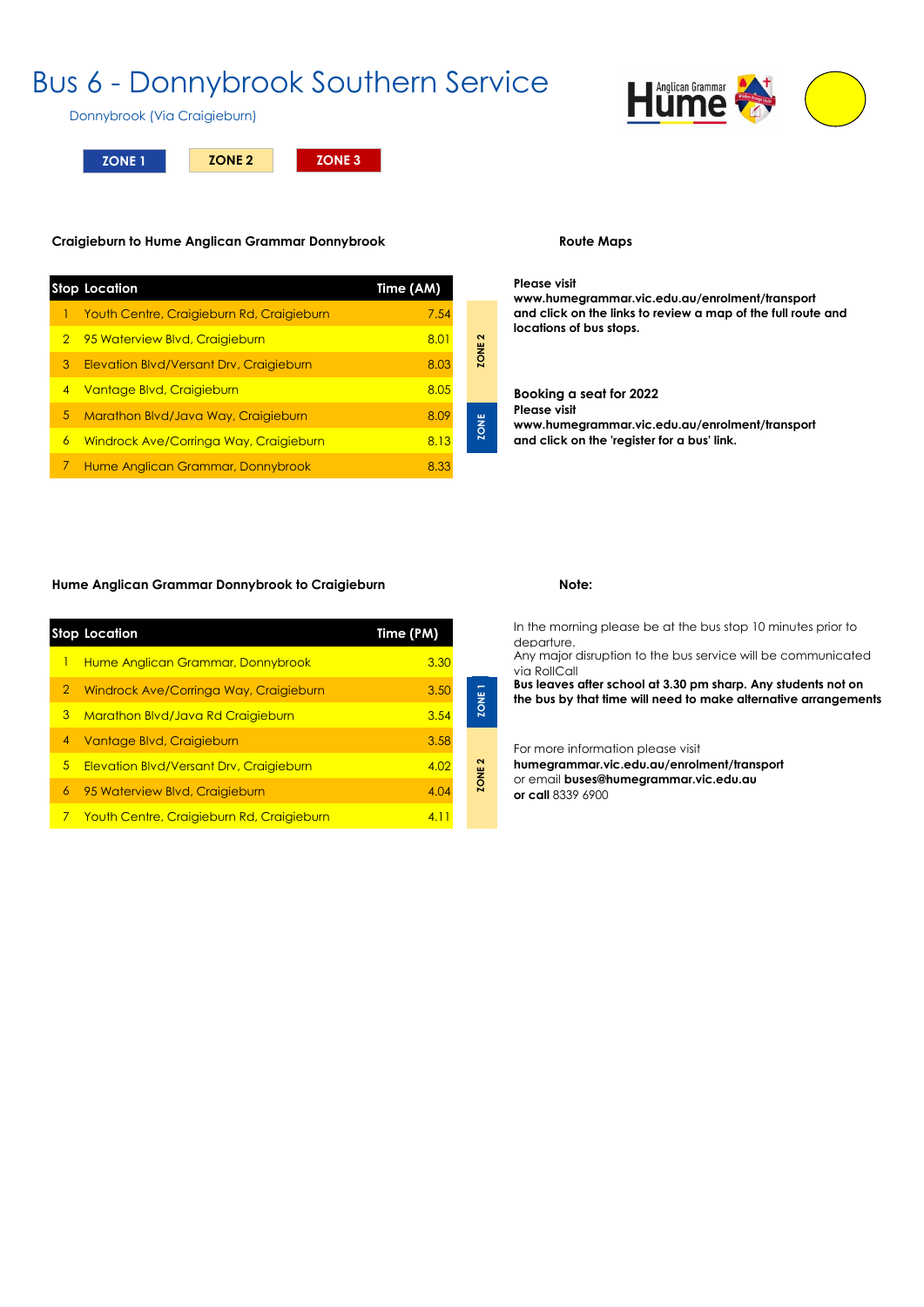# Bus 6 - Donnybrook Southern Service

Donnybrook (Via Craigieburn)

ZONE 1 | ZONE 2 | ZONE 3

### Craigieburn to Hume Anglican Grammar Donnybrook

| Stop | Location | Time (AM) | Zone |
|---|---|---|---|
| 1 | Youth Centre, Craigieburn Rd, Craigieburn | 7.54 | ZONE 2 |
| 2 | 95 Waterview Blvd, Craigieburn | 8.01 | ZONE 2 |
| 3 | Elevation Blvd/Versant Drv, Craigieburn | 8.03 | ZONE 2 |
| 4 | Vantage Blvd, Craigieburn | 8.05 | ZONE 2 |
| 5 | Marathon Blvd/Java Way, Craigieburn | 8.09 | ZONE |
| 6 | Windrock Ave/Corringa Way, Craigieburn | 8.13 | ZONE |
| 7 | Hume Anglican Grammar, Donnybrook | 8.33 | |

### Route Maps

**Please visit**
**www.humegrammar.vic.edu.au/enrolment/transport**
**and click on the links to review a map of the full route and locations of bus stops.**

**Booking a seat for 2022**
**Please visit**
**www.humegrammar.vic.edu.au/enrolment/transport**
**and click on the 'register for a bus' link.**

### Hume Anglican Grammar Donnybrook to Craigieburn

| Stop | Location | Time (PM) | Zone |
|---|---|---|---|
| 1 | Hume Anglican Grammar, Donnybrook | 3.30 | |
| 2 | Windrock Ave/Corringa Way, Craigieburn | 3.50 | ZONE 1 |
| 3 | Marathon Blvd/Java Rd Craigieburn | 3.54 | ZONE 1 |
| 4 | Vantage Blvd, Craigieburn | 3.58 | ZONE 2 |
| 5 | Elevation Blvd/Versant Drv, Craigieburn | 4.02 | ZONE 2 |
| 6 | 95 Waterview Blvd, Craigieburn | 4.04 | ZONE 2 |
| 7 | Youth Centre, Craigieburn Rd, Craigieburn | 4.11 | ZONE 2 |

### Note:

In the morning please be at the bus stop 10 minutes prior to departure.
Any major disruption to the bus service will be communicated via RollCall
**Bus leaves after school at 3.30 pm sharp. Any students not on the bus by that time will need to make alternative arrangements**

For more information please visit
**humegrammar.vic.edu.au/enrolment/transport**
or email **buses@humegrammar.vic.edu.au**
**or call** 8339 6900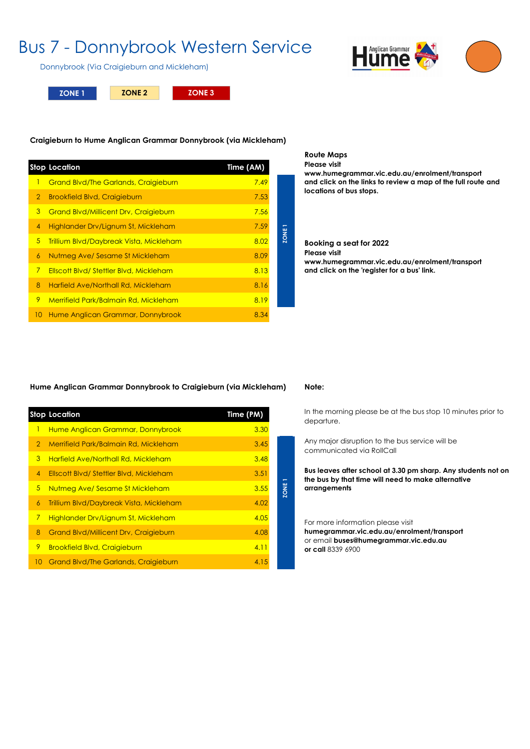# Bus 7 - Donnybrook Western Service

Donnybrook (Via Craigieburn and Mickleham)

ZONE 1 | ZONE 2 | ZONE 3

**Craigieburn to Hume Anglican Grammar Donnybrook (via Mickleham)**

| Stop | Location | Time (AM) |
|---|---|---|
| 1 | Grand Blvd/The Garlands, Craigieburn | 7.49 |
| 2 | Brookfield Blvd, Craigieburn | 7.53 |
| 3 | Grand Blvd/Millicent Drv, Craigieburn | 7.56 |
| 4 | Highlander Drv/Lignum St, Mickleham | 7.59 |
| 5 | Trillium Blvd/Daybreak Vista, Mickleham | 8.02 |
| 6 | Nutmeg Ave/ Sesame St Mickleham | 8.09 |
| 7 | Ellscott Blvd/ Stettler Blvd, Mickleham | 8.13 |
| 8 | Harfield Ave/Northall Rd, Mickleham | 8.16 |
| 9 | Merrifield Park/Balmain Rd, Mickleham | 8.19 |
| 10 | Hume Anglican Grammar, Donnybrook | 8.34 |

ZONE 1

**Route Maps**
**Please visit**
**www.humegrammar.vic.edu.au/enrolment/transport**
**and click on the links to review a map of the full route and locations of bus stops.**

**Booking a seat for 2022**
**Please visit**
**www.humegrammar.vic.edu.au/enrolment/transport**
**and click on the 'register for a bus' link.**

**Hume Anglican Grammar Donnybrook to Craigieburn (via Mickleham)**

| Stop | Location | Time (PM) |
|---|---|---|
| 1 | Hume Anglican Grammar, Donnybrook | 3.30 |
| 2 | Merrifield Park/Balmain Rd, Mickleham | 3.45 |
| 3 | Harfield Ave/Northall Rd, Mickleham | 3.48 |
| 4 | Ellscott Blvd/ Stettler Blvd, Mickleham | 3.51 |
| 5 | Nutmeg Ave/ Sesame St Mickleham | 3.55 |
| 6 | Trillium Blvd/Daybreak Vista, Mickleham | 4.02 |
| 7 | Highlander Drv/Lignum St, Mickleham | 4.05 |
| 8 | Grand Blvd/Millicent Drv, Craigieburn | 4.08 |
| 9 | Brookfield Blvd, Craigieburn | 4.11 |
| 10 | Grand Blvd/The Garlands, Craigieburn | 4.15 |

ZONE 1

**Note:**

In the morning please be at the bus stop 10 minutes prior to departure.

Any major disruption to the bus service will be communicated via RollCall

**Bus leaves after school at 3.30 pm sharp. Any students not on the bus by that time will need to make alternative arrangements**

For more information please visit
**humegrammar.vic.edu.au/enrolment/transport**
or email **buses@humegrammar.vic.edu.au**
**or call** 8339 6900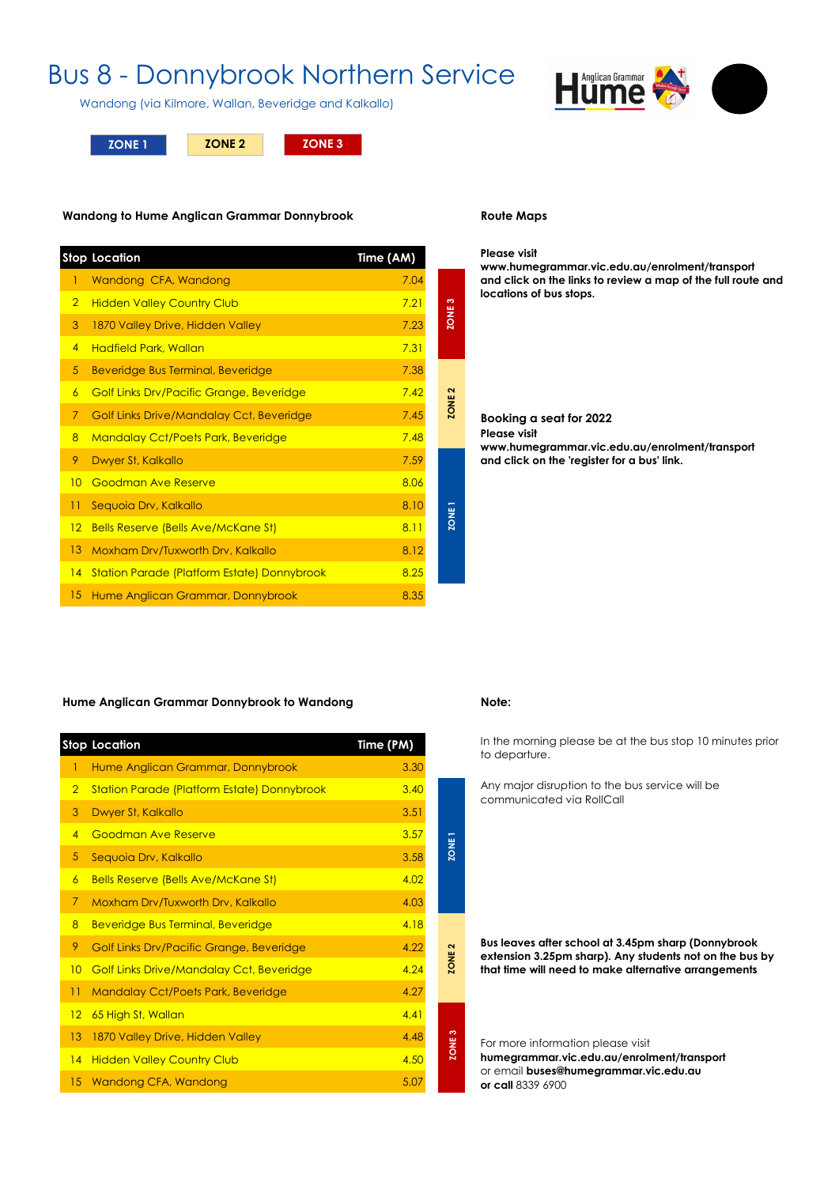# Bus 8 - Donnybrook Northern Service

Wandong (via Kilmore, Wallan, Beveridge and Kalkallo)

ZONE 1 | ZONE 2 | ZONE 3

## Wandong to Hume Anglican Grammar Donnybrook

| Stop | Location | Time (AM) | Zone |
|---|---|---|---|
| 1 | Wandong CFA, Wandong | 7.04 | ZONE 3 |
| 2 | Hidden Valley Country Club | 7.21 | ZONE 3 |
| 3 | 1870 Valley Drive, Hidden Valley | 7.23 | ZONE 3 |
| 4 | Hadfield Park, Wallan | 7.31 | ZONE 3 |
| 5 | Beveridge Bus Terminal, Beveridge | 7.38 | ZONE 2 |
| 6 | Golf Links Drv/Pacific Grange, Beveridge | 7.42 | ZONE 2 |
| 7 | Golf Links Drive/Mandalay Cct, Beveridge | 7.45 | ZONE 2 |
| 8 | Mandalay Cct/Poets Park, Beveridge | 7.48 | ZONE 2 |
| 9 | Dwyer St, Kalkallo | 7.59 | ZONE 1 |
| 10 | Goodman Ave Reserve | 8.06 | ZONE 1 |
| 11 | Sequoia Drv, Kalkallo | 8.10 | ZONE 1 |
| 12 | Bells Reserve (Bells Ave/McKane St) | 8.11 | ZONE 1 |
| 13 | Moxham Drv/Tuxworth Drv, Kalkallo | 8.12 | ZONE 1 |
| 14 | Station Parade (Platform Estate) Donnybrook | 8.25 | ZONE 1 |
| 15 | Hume Anglican Grammar, Donnybrook | 8.35 | |

## Route Maps

**Please visit www.humegrammar.vic.edu.au/enrolment/transport and click on the links to review a map of the full route and locations of bus stops.**

**Booking a seat for 2022**

**Please visit www.humegrammar.vic.edu.au/enrolment/transport and click on the 'register for a bus' link.**

## Hume Anglican Grammar Donnybrook to Wandong

| Stop | Location | Time (PM) | Zone |
|---|---|---|---|
| 1 | Hume Anglican Grammar, Donnybrook | 3.30 | |
| 2 | Station Parade (Platform Estate) Donnybrook | 3.40 | ZONE 1 |
| 3 | Dwyer St, Kalkallo | 3.51 | ZONE 1 |
| 4 | Goodman Ave Reserve | 3.57 | ZONE 1 |
| 5 | Sequoia Drv, Kalkallo | 3.58 | ZONE 1 |
| 6 | Bells Reserve (Bells Ave/McKane St) | 4.02 | ZONE 1 |
| 7 | Moxham Drv/Tuxworth Drv, Kalkallo | 4.03 | ZONE 1 |
| 8 | Beveridge Bus Terminal, Beveridge | 4.18 | ZONE 2 |
| 9 | Golf Links Drv/Pacific Grange, Beveridge | 4.22 | ZONE 2 |
| 10 | Golf Links Drive/Mandalay Cct, Beveridge | 4.24 | ZONE 2 |
| 11 | Mandalay Cct/Poets Park, Beveridge | 4.27 | ZONE 2 |
| 12 | 65 High St, Wallan | 4.41 | ZONE 3 |
| 13 | 1870 Valley Drive, Hidden Valley | 4.48 | ZONE 3 |
| 14 | Hidden Valley Country Club | 4.50 | ZONE 3 |
| 15 | Wandong CFA, Wandong | 5.07 | ZONE 3 |

## Note:

In the morning please be at the bus stop 10 minutes prior to departure.

Any major disruption to the bus service will be communicated via RollCall

**Bus leaves after school at 3.45pm sharp (Donnybrook extension 3.25pm sharp). Any students not on the bus by that time will need to make alternative arrangements**

For more information please visit **humegrammar.vic.edu.au/enrolment/transport** or email **buses@humegrammar.vic.edu.au** **or call** 8339 6900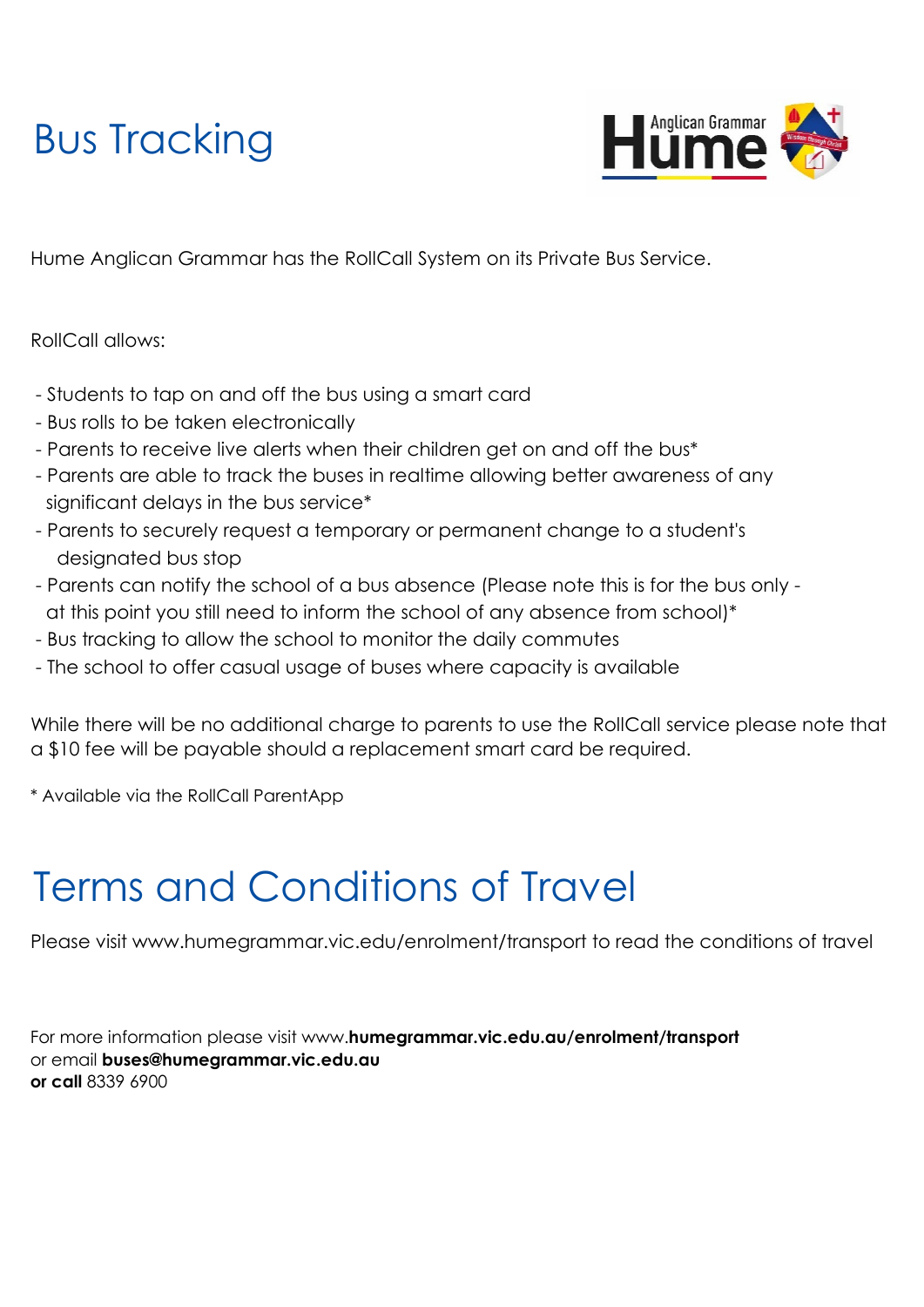# Bus Tracking

Hume Anglican Grammar has the RollCall System on its Private Bus Service.

RollCall allows:

- Students to tap on and off the bus using a smart card
- Bus rolls to be taken electronically
- Parents to receive live alerts when their children get on and off the bus*
- Parents are able to track the buses in realtime allowing better awareness of any significant delays in the bus service*
- Parents to securely request a temporary or permanent change to a student's designated bus stop
- Parents can notify the school of a bus absence (Please note this is for the bus only - at this point you still need to inform the school of any absence from school)*
- Bus tracking to allow the school to monitor the daily commutes
- The school to offer casual usage of buses where capacity is available

While there will be no additional charge to parents to use the RollCall service please note that a $10 fee will be payable should a replacement smart card be required.

* Available via the RollCall ParentApp

# Terms and Conditions of Travel

Please visit www.humegrammar.vic.edu/enrolment/transport to read the conditions of travel

For more information please visit www.**humegrammar.vic.edu.au/enrolment/transport**
or email **buses@humegrammar.vic.edu.au**
**or call** 8339 6900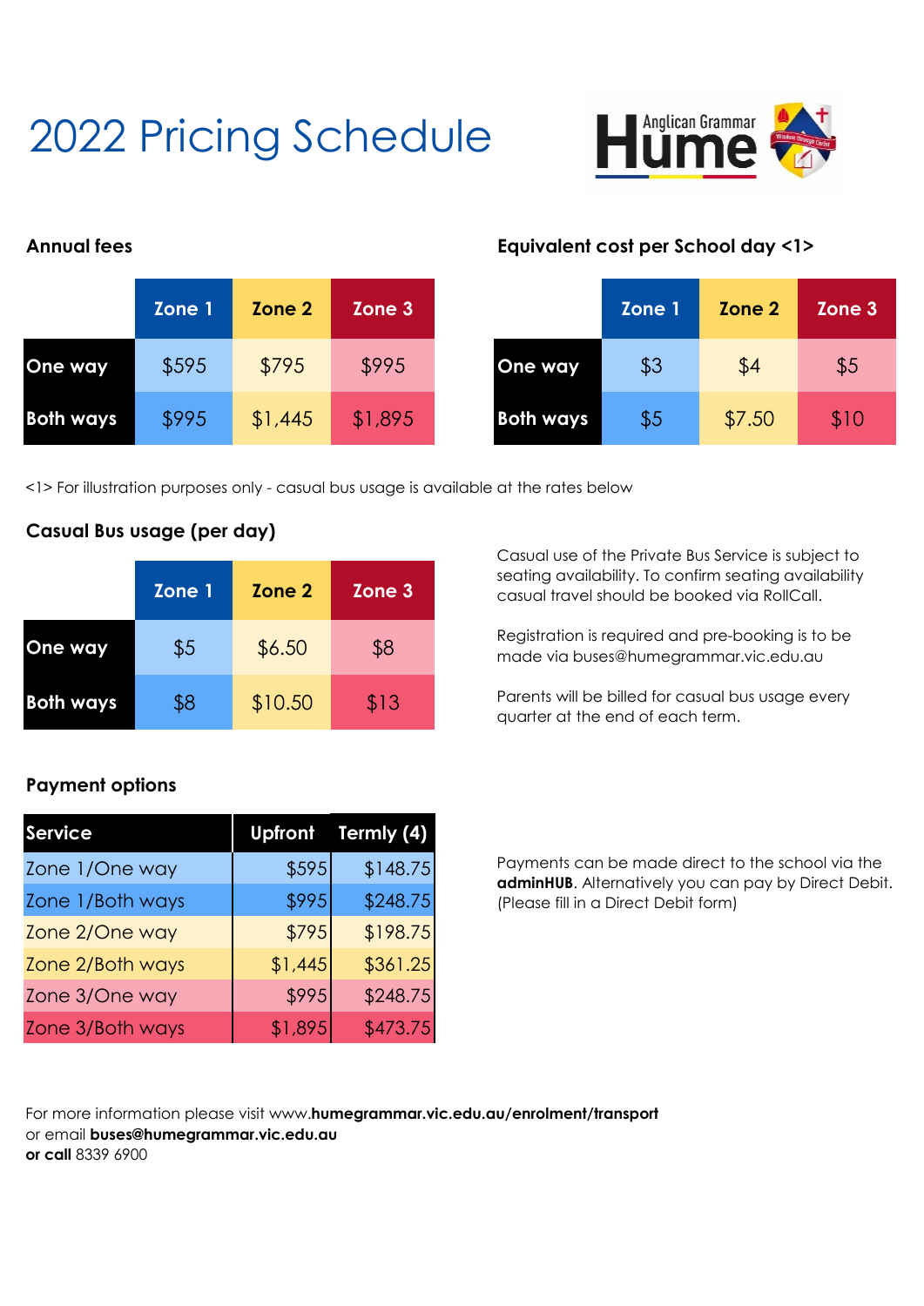# 2022 Pricing Schedule

Anglican Grammar Hume

### Annual fees

| | Zone 1 | Zone 2 | Zone 3 |
|---|---|---|---|
| One way | $595 | $795 | $995 |
| Both ways | $995 | $1,445 | $1,895 |

### Equivalent cost per School day <1>

| | Zone 1 | Zone 2 | Zone 3 |
|---|---|---|---|
| One way | $3 | $4 | $5 |
| Both ways | $5 | $7.50 | $10 |

<1> For illustration purposes only - casual bus usage is available at the rates below

### Casual Bus usage (per day)

| | Zone 1 | Zone 2 | Zone 3 |
|---|---|---|---|
| One way | $5 | $6.50 | $8 |
| Both ways | $8 | $10.50 | $13 |

Casual use of the Private Bus Service is subject to seating availability. To confirm seating availability casual travel should be booked via RollCall.

Registration is required and pre-booking is to be made via buses@humegrammar.vic.edu.au

Parents will be billed for casual bus usage every quarter at the end of each term.

### Payment options

| Service | Upfront | Termly (4) |
|---|---|---|
| Zone 1/One way | $595 | $148.75 |
| Zone 1/Both ways | $995 | $248.75 |
| Zone 2/One way | $795 | $198.75 |
| Zone 2/Both ways | $1,445 | $361.25 |
| Zone 3/One way | $995 | $248.75 |
| Zone 3/Both ways | $1,895 | $473.75 |

Payments can be made direct to the school via the **adminHUB**. Alternatively you can pay by Direct Debit. (Please fill in a Direct Debit form)

For more information please visit www.**humegrammar.vic.edu.au/enrolment/transport**
or email **buses@humegrammar.vic.edu.au**
**or call** 8339 6900